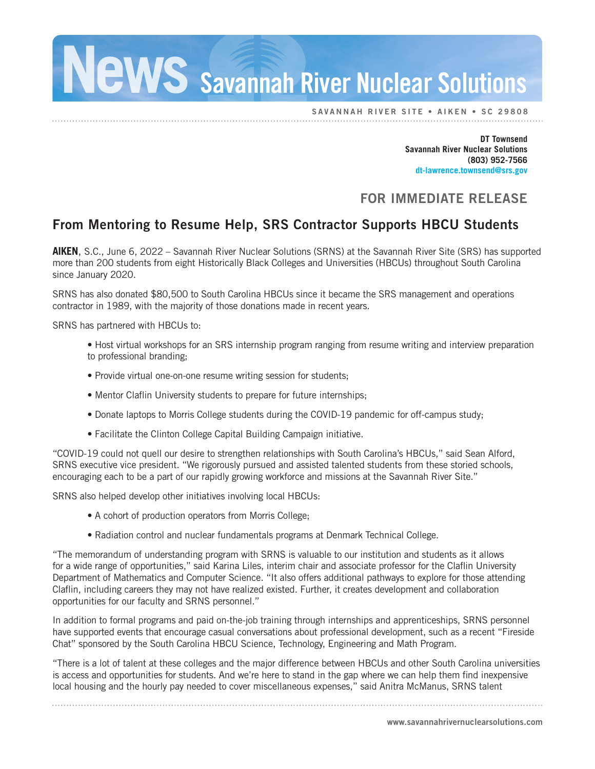# News Savannah River Nuclear Solutions

SAVANNAH RIVER SITE • AIKEN • SC 29808

**DT Townsend**
**Savannah River Nuclear Solutions**
**(803) 952-7566**
**dt-lawrence.townsend@srs.gov**

## FOR IMMEDIATE RELEASE

## From Mentoring to Resume Help, SRS Contractor Supports HBCU Students

**AIKEN**, S.C., June 6, 2022 – Savannah River Nuclear Solutions (SRNS) at the Savannah River Site (SRS) has supported more than 200 students from eight Historically Black Colleges and Universities (HBCUs) throughout South Carolina since January 2020.

SRNS has also donated $80,500 to South Carolina HBCUs since it became the SRS management and operations contractor in 1989, with the majority of those donations made in recent years.

SRNS has partnered with HBCUs to:

- Host virtual workshops for an SRS internship program ranging from resume writing and interview preparation to professional branding;
- Provide virtual one-on-one resume writing session for students;
- Mentor Claflin University students to prepare for future internships;
- Donate laptops to Morris College students during the COVID-19 pandemic for off-campus study;
- Facilitate the Clinton College Capital Building Campaign initiative.

"COVID-19 could not quell our desire to strengthen relationships with South Carolina's HBCUs," said Sean Alford, SRNS executive vice president. "We rigorously pursued and assisted talented students from these storied schools, encouraging each to be a part of our rapidly growing workforce and missions at the Savannah River Site."

SRNS also helped develop other initiatives involving local HBCUs:

- A cohort of production operators from Morris College;
- Radiation control and nuclear fundamentals programs at Denmark Technical College.

"The memorandum of understanding program with SRNS is valuable to our institution and students as it allows for a wide range of opportunities," said Karina Liles, interim chair and associate professor for the Claflin University Department of Mathematics and Computer Science. "It also offers additional pathways to explore for those attending Claflin, including careers they may not have realized existed. Further, it creates development and collaboration opportunities for our faculty and SRNS personnel."

In addition to formal programs and paid on-the-job training through internships and apprenticeships, SRNS personnel have supported events that encourage casual conversations about professional development, such as a recent "Fireside Chat" sponsored by the South Carolina HBCU Science, Technology, Engineering and Math Program.

"There is a lot of talent at these colleges and the major difference between HBCUs and other South Carolina universities is access and opportunities for students. And we're here to stand in the gap where we can help them find inexpensive local housing and the hourly pay needed to cover miscellaneous expenses," said Anitra McManus, SRNS talent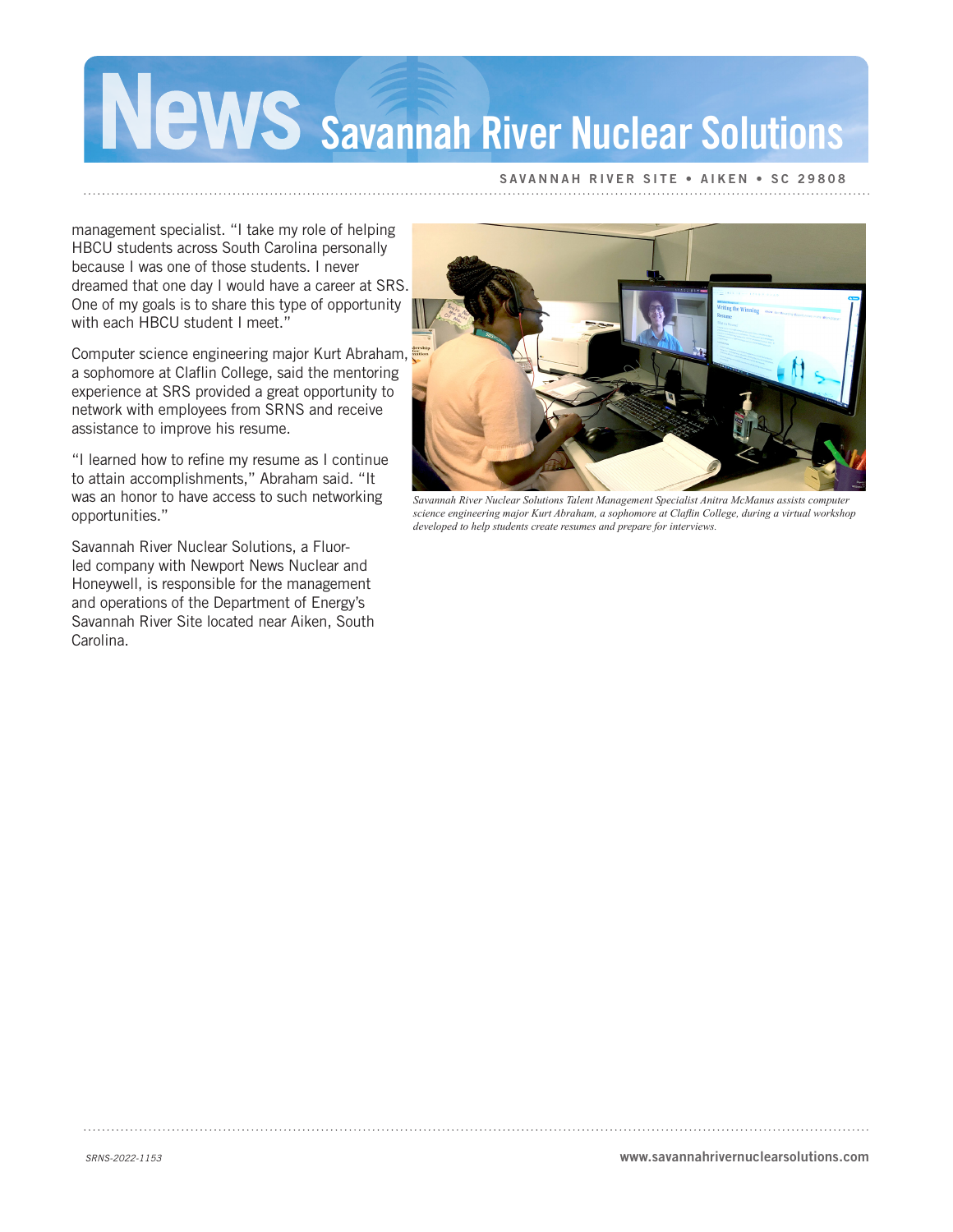management specialist. "I take my role of helping HBCU students across South Carolina personally because I was one of those students. I never dreamed that one day I would have a career at SRS. One of my goals is to share this type of opportunity with each HBCU student I meet."

Computer science engineering major Kurt Abraham, a sophomore at Claflin College, said the mentoring experience at SRS provided a great opportunity to network with employees from SRNS and receive assistance to improve his resume.

"I learned how to refine my resume as I continue to attain accomplishments," Abraham said. "It was an honor to have access to such networking opportunities."

Savannah River Nuclear Solutions, a Fluor-led company with Newport News Nuclear and Honeywell, is responsible for the management and operations of the Department of Energy's Savannah River Site located near Aiken, South Carolina.

*Savannah River Nuclear Solutions Talent Management Specialist Anitra McManus assists computer science engineering major Kurt Abraham, a sophomore at Claflin College, during a virtual workshop developed to help students create resumes and prepare for interviews.*

SRNS-2022-1153